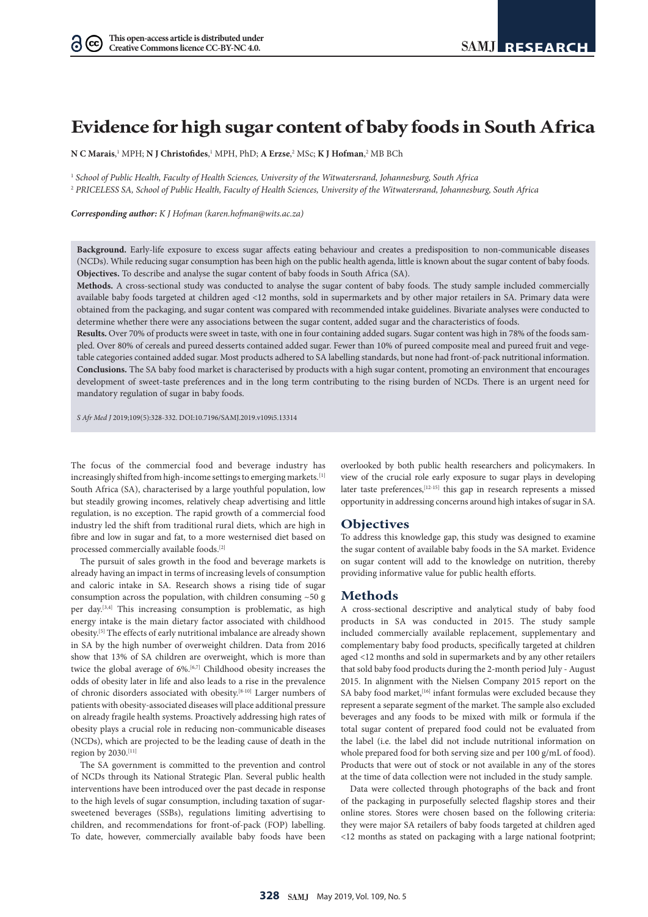# Evidence for high sugar content of baby foods in South Africa

**N C Marais**,[1] MPH; **N J Christofides**,[1] MPH, PhD; **A Erzse**,[2] MSc; **K J Hofman**,[2] MB BCh

[1] *School of Public Health, Faculty of Health Sciences, University of the Witwatersrand, Johannesburg, South Africa*

[2] *PRICELESS SA, School of Public Health, Faculty of Health Sciences, University of the Witwatersrand, Johannesburg, South Africa*

***Corresponding author:** K J Hofman (karen.hofman@wits.ac.za)*

**Background.** Early-life exposure to excess sugar affects eating behaviour and creates a predisposition to non-communicable diseases (NCDs). While reducing sugar consumption has been high on the public health agenda, little is known about the sugar content of baby foods.

**Objectives.** To describe and analyse the sugar content of baby foods in South Africa (SA).

**Methods.** A cross-sectional study was conducted to analyse the sugar content of baby foods. The study sample included commercially available baby foods targeted at children aged <12 months, sold in supermarkets and by other major retailers in SA. Primary data were obtained from the packaging, and sugar content was compared with recommended intake guidelines. Bivariate analyses were conducted to determine whether there were any associations between the sugar content, added sugar and the characteristics of foods.

**Results.** Over 70% of products were sweet in taste, with one in four containing added sugars. Sugar content was high in 78% of the foods sampled. Over 80% of cereals and pureed desserts contained added sugar. Fewer than 10% of pureed composite meal and pureed fruit and vegetable categories contained added sugar. Most products adhered to SA labelling standards, but none had front-of-pack nutritional information.

**Conclusions.** The SA baby food market is characterised by products with a high sugar content, promoting an environment that encourages development of sweet-taste preferences and in the long term contributing to the rising burden of NCDs. There is an urgent need for mandatory regulation of sugar in baby foods.

*S Afr Med J* 2019;109(5):328-332. DOI:10.7196/SAMJ.2019.v109i5.13314

The focus of the commercial food and beverage industry has increasingly shifted from high-income settings to emerging markets.[1] South Africa (SA), characterised by a large youthful population, low but steadily growing incomes, relatively cheap advertising and little regulation, is no exception. The rapid growth of a commercial food industry led the shift from traditional rural diets, which are high in fibre and low in sugar and fat, to a more westernised diet based on processed commercially available foods.[2]

The pursuit of sales growth in the food and beverage markets is already having an impact in terms of increasing levels of consumption and caloric intake in SA. Research shows a rising tide of sugar consumption across the population, with children consuming ~50 g per day.[3,4] This increasing consumption is problematic, as high energy intake is the main dietary factor associated with childhood obesity.[5] The effects of early nutritional imbalance are already shown in SA by the high number of overweight children. Data from 2016 show that 13% of SA children are overweight, which is more than twice the global average of 6%.[6,7] Childhood obesity increases the odds of obesity later in life and also leads to a rise in the prevalence of chronic disorders associated with obesity.[8-10] Larger numbers of patients with obesity-associated diseases will place additional pressure on already fragile health systems. Proactively addressing high rates of obesity plays a crucial role in reducing non-communicable diseases (NCDs), which are projected to be the leading cause of death in the region by 2030.[11]

The SA government is committed to the prevention and control of NCDs through its National Strategic Plan. Several public health interventions have been introduced over the past decade in response to the high levels of sugar consumption, including taxation of sugar-sweetened beverages (SSBs), regulations limiting advertising to children, and recommendations for front-of-pack (FOP) labelling. To date, however, commercially available baby foods have been overlooked by both public health researchers and policymakers. In view of the crucial role early exposure to sugar plays in developing later taste preferences,[12-15] this gap in research represents a missed opportunity in addressing concerns around high intakes of sugar in SA.

## Objectives

To address this knowledge gap, this study was designed to examine the sugar content of commercially available baby foods in the SA market. Evidence on sugar content will add to the knowledge on nutrition, thereby providing informative value for public health efforts.

## Methods

A cross-sectional descriptive and analytical study of baby food products in SA was conducted in 2015. The study sample included commercially available replacement, supplementary and complementary baby food products, specifically targeted at children aged <12 months and sold in supermarkets and by any other retailers that sold baby food products during the 2-month period July - August 2015. In alignment with the Nielsen Company 2015 report on the SA baby food market,[16] infant formulas were excluded because they represent a separate segment of the market. The sample also excluded beverages and any foods to be mixed with milk or formula if the total sugar content of prepared food could not be evaluated from the label (i.e. the label did not include nutritional information on whole prepared food for both serving size and per 100 g/mL of food). Products that were out of stock or not available in any of the stores at the time of data collection were not included in the study sample.

Data were collected through photographs of the back and front of the packaging in purposefully selected flagship stores and their online stores. Stores were chosen based on the following criteria: they were major SA retailers of baby foods targeted at children aged <12 months as stated on packaging with a large national footprint;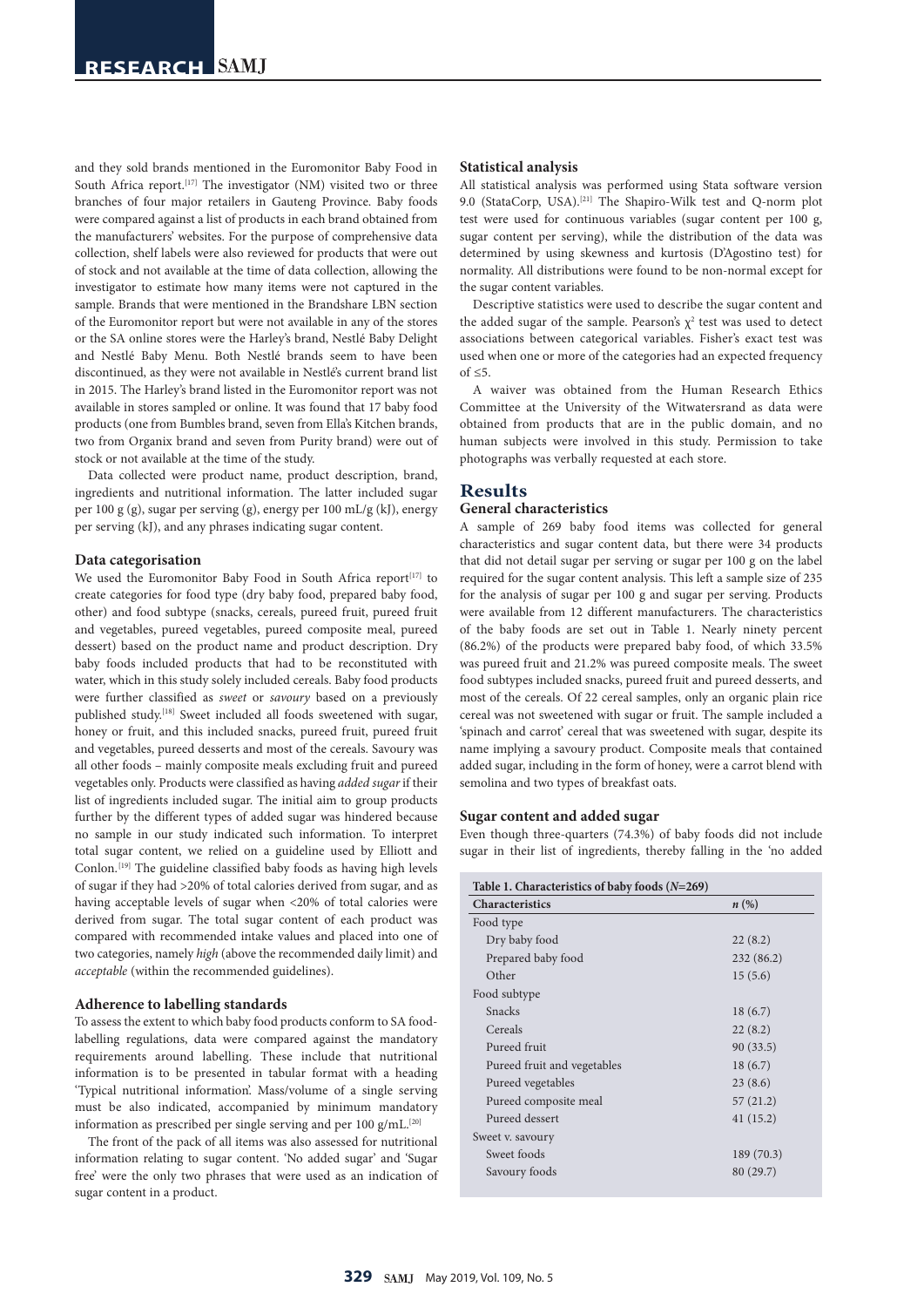and they sold brands mentioned in the Euromonitor Baby Food in South Africa report.[17] The investigator (NM) visited two or three branches of four major retailers in Gauteng Province. Baby foods were compared against a list of products in each brand obtained from the manufacturers' websites. For the purpose of comprehensive data collection, shelf labels were also reviewed for products that were out of stock and not available at the time of data collection, allowing the investigator to estimate how many items were not captured in the sample. Brands that were mentioned in the Brandshare LBN section of the Euromonitor report but were not available in any of the stores or the SA online stores were the Harley's brand, Nestlé Baby Delight and Nestlé Baby Menu. Both Nestlé brands seem to have been discontinued, as they were not available in Nestlé's current brand list in 2015. The Harley's brand listed in the Euromonitor report was not available in stores sampled or online. It was found that 17 baby food products (one from Bumbles brand, seven from Ella's Kitchen brands, two from Organix brand and seven from Purity brand) were out of stock or not available at the time of the study.

Data collected were product name, product description, brand, ingredients and nutritional information. The latter included sugar per 100 g (g), sugar per serving (g), energy per 100 mL/g (kJ), energy per serving (kJ), and any phrases indicating sugar content.

### Data categorisation

We used the Euromonitor Baby Food in South Africa report[17] to create categories for food type (dry baby food, prepared baby food, other) and food subtype (snacks, cereals, pureed fruit, pureed fruit and vegetables, pureed vegetables, pureed composite meal, pureed dessert) based on the product name and product description. Dry baby foods included products that had to be reconstituted with water, which in this study solely included cereals. Baby food products were further classified as *sweet* or *savoury* based on a previously published study.[18] Sweet included all foods sweetened with sugar, honey or fruit, and this included snacks, pureed fruit, pureed fruit and vegetables, pureed desserts and most of the cereals. Savoury was all other foods – mainly composite meals excluding fruit and pureed vegetables only. Products were classified as having *added sugar* if their list of ingredients included sugar. The initial aim to group products further by the different types of added sugar was hindered because no sample in our study indicated such information. To interpret total sugar content, we relied on a guideline used by Elliott and Conlon.[19] The guideline classified baby foods as having high levels of sugar if they had >20% of total calories derived from sugar, and as having acceptable levels of sugar when <20% of total calories were derived from sugar. The total sugar content of each product was compared with recommended intake values and placed into one of two categories, namely *high* (above the recommended daily limit) and *acceptable* (within the recommended guidelines).

### Adherence to labelling standards

To assess the extent to which baby food products conform to SA food-labelling regulations, data were compared against the mandatory requirements around labelling. These include that nutritional information is to be presented in tabular format with a heading 'Typical nutritional information'. Mass/volume of a single serving must be also indicated, accompanied by minimum mandatory information as prescribed per single serving and per 100 g/mL.[20]

The front of the pack of all items was also assessed for nutritional information relating to sugar content. 'No added sugar' and 'Sugar free' were the only two phrases that were used as an indication of sugar content in a product.

### Statistical analysis

All statistical analysis was performed using Stata software version 9.0 (StataCorp, USA).[21] The Shapiro-Wilk test and Q-norm plot test were used for continuous variables (sugar content per 100 g, sugar content per serving), while the distribution of the data was determined by using skewness and kurtosis (D'Agostino test) for normality. All distributions were found to be non-normal except for the sugar content variables.

Descriptive statistics were used to describe the sugar content and the added sugar of the sample. Pearson's $\chi^2$ test was used to detect associations between categorical variables. Fisher's exact test was used when one or more of the categories had an expected frequency of ≤5.

A waiver was obtained from the Human Research Ethics Committee at the University of the Witwatersrand as data were obtained from products that are in the public domain, and no human subjects were involved in this study. Permission to take photographs was verbally requested at each store.

## Results

### General characteristics

A sample of 269 baby food items was collected for general characteristics and sugar content data, but there were 34 products that did not detail sugar per serving or sugar per 100 g on the label required for the sugar content analysis. This left a sample size of 235 for the analysis of sugar per 100 g and sugar per serving. Products were available from 12 different manufacturers. The characteristics of the baby foods are set out in Table 1. Nearly ninety percent (86.2%) of the products were prepared baby food, of which 33.5% was pureed fruit and 21.2% was pureed composite meals. The sweet food subtypes included snacks, pureed fruit and pureed desserts, and most of the cereals. Of 22 cereal samples, only an organic plain rice cereal was not sweetened with sugar or fruit. The sample included a 'spinach and carrot' cereal that was sweetened with sugar, despite its name implying a savoury product. Composite meals that contained added sugar, including in the form of honey, were a carrot blend with semolina and two types of breakfast oats.

### Sugar content and added sugar

Even though three-quarters (74.3%) of baby foods did not include sugar in their list of ingredients, thereby falling in the 'no added

**Table 1. Characteristics of baby foods (*N*=269)**

| Characteristics | *n* (%) |
|---|---|
| Food type | |
| Dry baby food | 22 (8.2) |
| Prepared baby food | 232 (86.2) |
| Other | 15 (5.6) |
| Food subtype | |
| Snacks | 18 (6.7) |
| Cereals | 22 (8.2) |
| Pureed fruit | 90 (33.5) |
| Pureed fruit and vegetables | 18 (6.7) |
| Pureed vegetables | 23 (8.6) |
| Pureed composite meal | 57 (21.2) |
| Pureed dessert | 41 (15.2) |
| Sweet v. savoury | |
| Sweet foods | 189 (70.3) |
| Savoury foods | 80 (29.7) |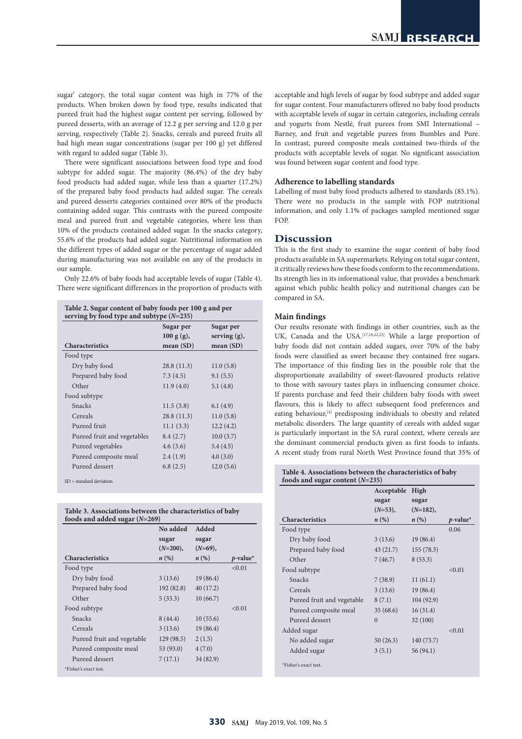sugar' category, the total sugar content was high in 77% of the products. When broken down by food type, results indicated that pureed fruit had the highest sugar content per serving, followed by pureed desserts, with an average of 12.2 g per serving and 12.0 g per serving, respectively (Table 2). Snacks, cereals and pureed fruits all had high mean sugar concentrations (sugar per 100 g) yet differed with regard to added sugar (Table 3).

There were significant associations between food type and food subtype for added sugar. The majority (86.4%) of the dry baby food products had added sugar, while less than a quarter (17.2%) of the prepared baby food products had added sugar. The cereals and pureed desserts categories contained over 80% of the products containing added sugar. This contrasts with the pureed composite meal and pureed fruit and vegetable categories, where less than 10% of the products contained added sugar. In the snacks category, 55.6% of the products had added sugar. Nutritional information on the different types of added sugar or the percentage of sugar added during manufacturing was not available on any of the products in our sample.

Only 22.6% of baby foods had acceptable levels of sugar (Table 4). There were significant differences in the proportion of products with acceptable and high levels of sugar by food subtype and added sugar for sugar content. Four manufacturers offered no baby food products with acceptable levels of sugar in certain categories, including cereals and yogurts from Nestlé, fruit purees from SMI International – Barney, and fruit and vegetable purees from Bumbles and Pure. In contrast, pureed composite meals contained two-thirds of the products with acceptable levels of sugar. No significant association was found between sugar content and food type.

**Table 2. Sugar content of baby foods per 100 g and per serving by food type and subtype (*N*=235)**

| Characteristics | Sugar per 100 g (g), mean (SD) | Sugar per serving (g), mean (SD) |
|---|---|---|
| Food type | | |
| Dry baby food | 28.8 (11.3) | 11.0 (5.8) |
| Prepared baby food | 7.3 (4.5) | 9.1 (5.5) |
| Other | 11.9 (4.0) | 5.1 (4.8) |
| Food subtype | | |
| Snacks | 11.5 (3.8) | 6.1 (4.9) |
| Cereals | 28.8 (11.3) | 11.0 (5.8) |
| Pureed fruit | 11.1 (3.3) | 12.2 (4.2) |
| Pureed fruit and vegetables | 8.4 (2.7) | 10.0 (3.7) |
| Pureed vegetables | 4.6 (3.6) | 5.4 (4.5) |
| Pureed composite meal | 2.4 (1.9) | 4.0 (3.0) |
| Pureed dessert | 6.8 (2.5) | 12.0 (5.6) |

SD = standard deviation.

**Table 3. Associations between the characteristics of baby foods and added sugar (*N*=269)**

| Characteristics | No added sugar (*N*=200), *n* (%) | Added sugar (*N*=69), *n* (%) | *p*-value* |
|---|---|---|---|
| Food type | | | <0.01 |
| Dry baby food | 3 (13.6) | 19 (86.4) | |
| Prepared baby food | 192 (82.8) | 40 (17.2) | |
| Other | 5 (33.3) | 10 (66.7) | |
| Food subtype | | | <0.01 |
| Snacks | 8 (44.4) | 10 (55.6) | |
| Cereals | 3 (13.6) | 19 (86.4) | |
| Pureed fruit and vegetable | 129 (98.5) | 2 (1.5) | |
| Pureed composite meal | 53 (93.0) | 4 (7.0) | |
| Pureed dessert | 7 (17.1) | 34 (82.9) | |

*Fisher's exact test.

## Adherence to labelling standards

Labelling of most baby food products adhered to standards (85.1%). There were no products in the sample with FOP nutritional information, and only 1.1% of packages sampled mentioned sugar FOP.

# Discussion

This is the first study to examine the sugar content of baby food products available in SA supermarkets. Relying on total sugar content, it critically reviews how these foods conform to the recommendations. Its strength lies in its informational value, that provides a benchmark against which public health policy and nutritional changes can be compared in SA.

## Main findings

Our results resonate with findings in other countries, such as the UK, Canada and the USA.[17,18,22,23] While a large proportion of baby foods did not contain added sugars, over 70% of the baby foods were classified as sweet because they contained free sugars. The importance of this finding lies in the possible role that the disproportionate availability of sweet-flavoured products relative to those with savoury tastes plays in influencing consumer choice. If parents purchase and feed their children baby foods with sweet flavours, this is likely to affect subsequent food preferences and eating behaviour,[4] predisposing individuals to obesity and related metabolic disorders. The large quantity of cereals with added sugar is particularly important in the SA rural context, where cereals are the dominant commercial products given as first foods to infants. A recent study from rural North West Province found that 35% of

**Table 4. Associations between the characteristics of baby foods and sugar content (*N*=235)**

| Characteristics | Acceptable sugar (*N*=53), *n* (%) | High sugar (*N*=182), *n* (%) | *p*-value* |
|---|---|---|---|
| Food type | | | 0.06 |
| Dry baby food | 3 (13.6) | 19 (86.4) | |
| Prepared baby food | 43 (21.7) | 155 (78.3) | |
| Other | 7 (46.7) | 8 (53.3) | |
| Food subtype | | | <0.01 |
| Snacks | 7 (38.9) | 11 (61.1) | |
| Cereals | 3 (13.6) | 19 (86.4) | |
| Pureed fruit and vegetable | 8 (7.1) | 104 (92.9) | |
| Pureed composite meal | 35 (68.6) | 16 (31.4) | |
| Pureed dessert | 0 | 32 (100) | |
| Added sugar | | | <0.01 |
| No added sugar | 50 (26.3) | 140 (73.7) | |
| Added sugar | 3 (5.1) | 56 (94.1) | |

*Fisher's exact test.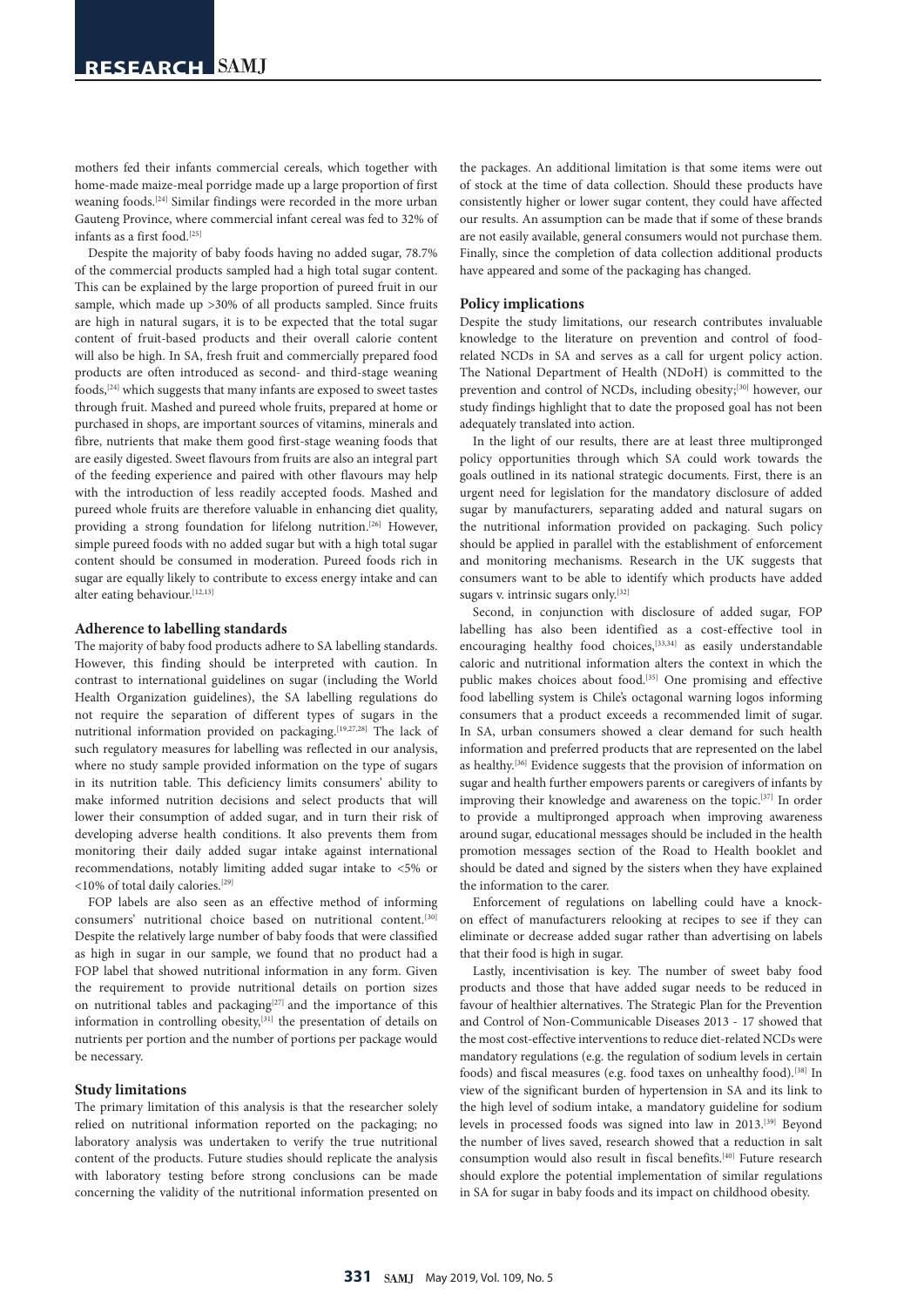mothers fed their infants commercial cereals, which together with home-made maize-meal porridge made up a large proportion of first weaning foods.[24] Similar findings were recorded in the more urban Gauteng Province, where commercial infant cereal was fed to 32% of infants as a first food.[25]

Despite the majority of baby foods having no added sugar, 78.7% of the commercial products sampled had a high total sugar content. This can be explained by the large proportion of pureed fruit in our sample, which made up >30% of all products sampled. Since fruits are high in natural sugars, it is to be expected that the total sugar content of fruit-based products and their overall calorie content will also be high. In SA, fresh fruit and commercially prepared food products are often introduced as second- and third-stage weaning foods,[24] which suggests that many infants are exposed to sweet tastes through fruit. Mashed and pureed whole fruits, prepared at home or purchased in shops, are important sources of vitamins, minerals and fibre, nutrients that make them good first-stage weaning foods that are easily digested. Sweet flavours from fruits are also an integral part of the feeding experience and paired with other flavours may help with the introduction of less readily accepted foods. Mashed and pureed whole fruits are therefore valuable in enhancing diet quality, providing a strong foundation for lifelong nutrition.[26] However, simple pureed foods with no added sugar but with a high total sugar content should be consumed in moderation. Pureed foods rich in sugar are equally likely to contribute to excess energy intake and can alter eating behaviour.[12,13]

### Adherence to labelling standards

The majority of baby food products adhere to SA labelling standards. However, this finding should be interpreted with caution. In contrast to international guidelines on sugar (including the World Health Organization guidelines), the SA labelling regulations do not require the separation of different types of sugars in the nutritional information provided on packaging.[19,27,28] The lack of such regulatory measures for labelling was reflected in our analysis, where no study sample provided information on the type of sugars in its nutrition table. This deficiency limits consumers' ability to make informed nutrition decisions and select products that will lower their consumption of added sugar, and in turn their risk of developing adverse health conditions. It also prevents them from monitoring their daily added sugar intake against international recommendations, notably limiting added sugar intake to <5% or <10% of total daily calories.[29]

FOP labels are also seen as an effective method of informing consumers' nutritional choice based on nutritional content.[30] Despite the relatively large number of baby foods that were classified as high in sugar in our sample, we found that no product had a FOP label that showed nutritional information in any form. Given the requirement to provide nutritional details on portion sizes on nutritional tables and packaging[27] and the importance of this information in controlling obesity,[31] the presentation of details on nutrients per portion and the number of portions per package would be necessary.

### Study limitations

The primary limitation of this analysis is that the researcher solely relied on nutritional information reported on the packaging; no laboratory analysis was undertaken to verify the true nutritional content of the products. Future studies should replicate the analysis with laboratory testing before strong conclusions can be made concerning the validity of the nutritional information presented on the packages. An additional limitation is that some items were out of stock at the time of data collection. Should these products have consistently higher or lower sugar content, they could have affected our results. An assumption can be made that if some of these brands are not easily available, general consumers would not purchase them. Finally, since the completion of data collection additional products have appeared and some of the packaging has changed.

### Policy implications

Despite the study limitations, our research contributes invaluable knowledge to the literature on prevention and control of food-related NCDs in SA and serves as a call for urgent policy action. The National Department of Health (NDoH) is committed to the prevention and control of NCDs, including obesity;[30] however, our study findings highlight that to date the proposed goal has not been adequately translated into action.

In the light of our results, there are at least three multipronged policy opportunities through which SA could work towards the goals outlined in its national strategic documents. First, there is an urgent need for legislation for the mandatory disclosure of added sugar by manufacturers, separating added and natural sugars on the nutritional information provided on packaging. Such policy should be applied in parallel with the establishment of enforcement and monitoring mechanisms. Research in the UK suggests that consumers want to be able to identify which products have added sugars v. intrinsic sugars only.[32]

Second, in conjunction with disclosure of added sugar, FOP labelling has also been identified as a cost-effective tool in encouraging healthy food choices,[33,34] as easily understandable caloric and nutritional information alters the context in which the public makes choices about food.[35] One promising and effective food labelling system is Chile's octagonal warning logos informing consumers that a product exceeds a recommended limit of sugar. In SA, urban consumers showed a clear demand for such health information and preferred products that are represented on the label as healthy.[36] Evidence suggests that the provision of information on sugar and health further empowers parents or caregivers of infants by improving their knowledge and awareness on the topic.[37] In order to provide a multipronged approach when improving awareness around sugar, educational messages should be included in the health promotion messages section of the Road to Health booklet and should be dated and signed by the sisters when they have explained the information to the carer.

Enforcement of regulations on labelling could have a knock-on effect of manufacturers relooking at recipes to see if they can eliminate or decrease added sugar rather than advertising on labels that their food is high in sugar.

Lastly, incentivisation is key. The number of sweet baby food products and those that have added sugar needs to be reduced in favour of healthier alternatives. The Strategic Plan for the Prevention and Control of Non-Communicable Diseases 2013 - 17 showed that the most cost-effective interventions to reduce diet-related NCDs were mandatory regulations (e.g. the regulation of sodium levels in certain foods) and fiscal measures (e.g. food taxes on unhealthy food).[38] In view of the significant burden of hypertension in SA and its link to the high level of sodium intake, a mandatory guideline for sodium levels in processed foods was signed into law in 2013.[39] Beyond the number of lives saved, research showed that a reduction in salt consumption would also result in fiscal benefits.[40] Future research should explore the potential implementation of similar regulations in SA for sugar in baby foods and its impact on childhood obesity.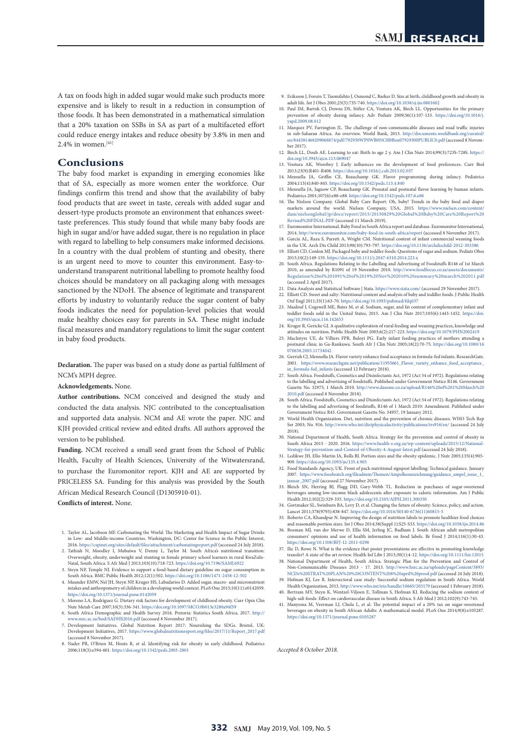A tax on foods high in added sugar would make such products more expensive and is likely to result in a reduction in consumption of those foods. It has been demonstrated in a mathematical simulation that a 20% taxation on SSBs in SA as part of a multifaceted effort could reduce energy intakes and reduce obesity by 3.8% in men and 2.4% in women.[41]

## Conclusions

The baby food market is expanding in emerging economies like that of SA, especially as more women enter the workforce. Our findings confirm this trend and show that the availability of baby food products that are sweet in taste, cereals with added sugar and dessert-type products promote an environment that enhances sweet-taste preferences. This study found that while many baby foods are high in sugar and/or have added sugar, there is no regulation in place with regard to labelling to help consumers make informed decisions. In a country with the dual problem of stunting and obesity, there is an urgent need to move to counter this environment. Easy-to-understand transparent nutritional labelling to promote healthy food choices should be mandatory on all packaging along with messages sanctioned by the NDoH. The absence of legitimate and transparent efforts by industry to voluntarily reduce the sugar content of baby foods indicates the need for population-level policies that would make healthy choices easy for parents in SA. These might include fiscal measures and mandatory regulations to limit the sugar content in baby food products.

**Declaration.** The paper was based on a study done as partial fulfilment of NCM's MPH degree.

**Acknowledgements.** None.

**Author contributions.** NCM conceived and designed the study and conducted the data analysis. NJC contributed to the conceptualisation and supported data analysis. NCM and AE wrote the paper. NJC and KJH provided critical review and edited drafts. All authors approved the version to be published.

**Funding.** NCM received a small seed grant from the School of Public Health, Faculty of Health Sciences, University of the Witwatersrand, to purchase the Euromonitor report. KJH and AE are supported by PRICELESS SA. Funding for this analysis was provided by the South African Medical Research Council (D1305910-01).

**Conflicts of interest.** None.

1. Taylor AL, Jacobson MF. Carbonating the World: The Marketing and Health Impact of Sugar Drinks in Low- and Middle-income Countries. Washington, DC: Center for Science in the Public Interest, 2016. https://cspinet.org/sites/default/files/attachment/carbonatingreport.pdf (accessed 24 July 2018).
2. Tathiah N, Moodley I, Mubaiwa V, Denny L, Taylor M. South Africa's nutritional transition: Overweight, obesity, underweight and stunting in female primary school learners in rural KwaZulu-Natal, South Africa. S Afr Med J 2013;103(10):718-723. https://doi.org/10.7196/SAMJ.6922
3. Steyn NP, Temple NJ. Evidence to support a food-based dietary guideline on sugar consumption in South Africa. BMC Public Health 2012;12(1):502. https://doi.org/10.1186/1471-2458-12-502
4. Maunder EMW, Nel JH, Steyn NP, Kruger HS, Labadarios D. Added sugar, macro- and micronutrient intakes and anthropometry of children in a developing world context. PLoS One 2015;10(11):e0142059. https://doi.org/10.1371/journal.pone.0142059
5. Moreno LA, Rodríguez G. Dietary risk factors for development of childhood obesity. Curr Opin Clin Nutr Metab Care 2007;10(3):336-341. https://doi.org/10.1097/MCO.0b013e3280a94f59
6. South Africa Demographic and Health Survey 2016. Pretoria: Statistics South Africa, 2017. http://www.mrc.ac.za/bod/SADHS2016.pdf (accessed 8 November 2017).
7. Development Initiatives. Global Nutrition Report 2017: Nourishing the SDGs. Bristol, UK: Development Initiatives, 2017. https://www.globalnutritionreport.org/files/2017/11/Report_2017.pdf (accessed 8 November 2017).
8. Nader PR, O'Brien M, Houts R, et al. Identifying risk for obesity in early childhood. Pediatrics 2006;118(3):e594-601. https://doi.org/10.1542/peds.2005-2801
9. Eriksson J, Forsén T, Tuomilehto J, Osmond C, Barker D. Size at birth, childhood growth and obesity in adult life. Int J Obes 2001;25(5):735-740. https://doi.org/10.1038/sj.ijo.0801602
10. Paul IM, Bartok CJ, Downs DS, Stifter CA, Ventura AK, Birch LL. Opportunities for the primary prevention of obesity during infancy. Adv Pediatr 2009;56(1):107-133. https://doi.org/10.1016/j.yapd.2009.08.012
11. Marquez PV, Farrington JL. The challenge of non-communicable diseases and road traffic injuries in sub-Saharan Africa. An overview. World Bank, 2013. http://documents.worldbank.org/curated/en/844381468209068874/pdf/792930WP0WB0NC0l0Box07929300PUBLIC0.pdf (accessed 8 November 2017).
12. Birch LL, Doub AE. Learning to eat: Birth to age 2 y. Am J Clin Nutr 2014;99(3):723S-728S. https://doi.org/10.3945/ajcn.113.069047
13. Ventura AK, Worobey J. Early influences on the development of food preferences. Curr Biol 2013;23(9):R401-R408. https://doi.org/10.1016/j.cub.2013.02.037
14. Mennella JA, Griffin CE, Beauchamp GK. Flavor programming during infancy. Pediatrics 2004;113(4):840-845. https://doi.org/10.1542/peds.113.4.840
15. Mennella JA, Jagnow CP, Beauchamp GK. Prenatal and postnatal flavor learning by human infants. Pediatrics 2001;107(6):e88-e88. https://doi.org/10.1542/peds.107.6.e88
16. The Nielsen Company. Global Baby Care Report: Oh, baby! Trends in the baby food and diaper markets around the world. Nielsen Company, USA, 2015. https://www.nielsen.com/content/dam/nielsenglobal/jp/docs/report/2015/20150829%20Global%20Baby%20Care%20Report%20Revised%20FINAL.PDF (accessed 11 March 2019).
17. Euromonitor International. Baby Food in South Africa report and database. Euromonitor International, 2014. http://www.euromonitor.com/baby-food-in-south-africa/report (accessed 8 November 2017).
18. Garcia AL, Raza S, Parrett A, Wright CM. Nutritional content of infant commercial weaning foods in the UK. Arch Dis Child 2013;98(10):793-797. https://doi.org/10.1136/archdischild-2012-303386
19. Elliott CD, Conlon MJ. Packaged baby and toddler foods: Questions of sugar and sodium. Pediatr Obes 2015;10(2):149-155. https://doi.org/10.1111/j.2047-6310.2014.223.x
20. South Africa. Regulations Relating to the Labelling and Advertising of Foodstuffs R146 of 1st March 2010, as amended by R1091 of 19 November 2010. http://www.foodfocus.co.za/assets/documents/Regulation%20of%201091%20of%2019%20Nov%202010%20summary%20march%202011.pdf (accessed 2 April 2017).
21. Data Analysis and Statistical Software | Stata. https://www.stata.com/ (accessed 29 November 2017).
22. Elliott CD. Sweet and salty: Nutritional content and analysis of baby and toddler foods. J Public Health Oxf Engl 2011;33(1):63-70. https://doi.org/10.1093/pubmed/fdq037
23. Maalouf J, Cogswell ME, Bates M, et al. Sodium, sugar, and fat content of complementary infant and toddler foods sold in the United States, 2015. Am J Clin Nutr 2017;105(6):1443-1452. https://doi.org/10.3945/ajcn.116.142653
24. Kruger R, Gericke GJ. A qualitative exploration of rural feeding and weaning practices, knowledge and attitudes on nutrition. Public Health Nutr 2003;6(2):217-223. https://doi.org/10.1079/PHN2002419
25. MacIntyre UE, de Villiers FPR, Baloyi PG. Early infant feeding practices of mothers attending a postnatal clinic in Ga-Rankuwa. South Afr J Clin Nutr 2005;18(2):70-75. https://doi.org/10.1080/16070658.2005.11734042
26. Gerrish CJ, Mennella JA. Flavor variety enhance food acceptance in formula-fed infants. ResearchGate. 2001. https://www.researchgate.net/publication/11955661_Flavor_variety_enhance_food_acceptance_in_formula-fed_infants (accessed 12 February 2018).
27. South Africa. Foodstuffs, Cosmetics and Disinfectants Act, 1972 (Act 54 of 1972). Regulations relating to the labelling and advertising of foodstuffs. Published under Government Notice R146. Government Gazette No. 32975, 1 March 2010. http://www.danone.co.za/upload/R146%20of%201%20March%202010.pdf (accessed 8 November 2018).
28. South Africa. Foodstuffs, Cosmetics and Disinfectants Act, 1972 (Act 54 of 1972). Regulations relating to the labelling and advertising of foodstuffs, R146 of 1 March 2010: Amendment. Published under Government Notice R45. Government Gazette No. 34957, 19 January 2012.
29. World Health Organization. Diet, nutrition and the prevention of chronic diseases. WHO Tech Rep Ser 2003; No. 916. http://www.who.int/dietphysicalactivity/publications/trs916/en/ (accessed 24 July 2018).
30. National Department of Health, South Africa. Strategy for the prevention and control of obesity in South Africa 2015 - 2020. 2016. https://www.health-e.org.za/wp-content/uploads/2015/12/National-Strategy-for-prevention-and-Control-of-Obesity-4-August-latest.pdf (accessed 24 July 2018).
31. Ledikwe JH, Ello-Martin JA, Rolls BJ. Portion sizes and the obesity epidemic. J Nutr 2005;135(4):905-909. https://doi.org/10.1093/jn/135.4.905
32. Food Standards Agency, UK. Front of pack nutritional signpost labelling: Technical guidance. January 2007. https://www.foodwatch.org/fileadmin/Themen/Ampelkennzeichnung/guidance_ampel_issue_1_januar_2007.pdf (accessed 27 November 2017).
33. Bleich SN, Herring BJ, Flagg DD, Gary-Webb TL. Reduction in purchases of sugar-sweetened beverages among low-income black adolescents after exposure to caloric information. Am J Public Health 2012;102(2):329-335. https://doi.org/10.2105/AJPH.2011.300350
34. Gortmaker SL, Swinburn BA, Levy D, et al. Changing the future of obesity: Science, policy, and action. Lancet 2011;378(9793):838-847. https://doi.org/10.1016/S0140-6736(11)60815-5
35. Roberto CA, Khandpur N. Improving the design of nutrition labels to promote healthier food choices and reasonable portion sizes. Int J Obes 2014;38(Suppl 1):S25-S33. https://doi.org/10.1038/ijo.2014.86
36. Bosman MJ, van der Merwe D, Ellis SM, Jerling JC, Badham J. South African adult metropolitan consumers' opinions and use of health information on food labels. Br Food J 2014;116(1):30-43. https://doi.org/10.1108/BFJ-12-2011-0298
37. Ilic D, Rowe N. What is the evidence that poster presentations are effective in promoting knowledge transfer? A state of the art review. Health Inf Libr J 2013;30(1):4-12. https://doi.org/10.1111/hir.12015
38. National Department of Health, South Africa. Strategic Plan for the Prevention and Control of Non-Communicable Diseases 2013 - 17. 2013. http://www.hsrc.ac.za/uploads/pageContent/3893/NCDs%20STRAT%20PLAN%20%20CONTENT%208%20april%20proof.pdf (accessed 24 July 2018).
39. Hofman KJ, Lee R. Intersectoral case study: Successful sodium regulation in South Africa. World Health Organization, 2013. http://www.who.int/iris/handle/10665/205179 (accessed 1 February 2018).
40. Bertram MY, Steyn K, Wentzel-Viljoen E, Tollman S, Hofman KJ. Reducing the sodium content of high-salt foods: Effect on cardiovascular disease in South Africa. S Afr Med J 2012;102(9):743-745.
41. Manyema M, Veerman LJ, Chola L, et al. The potential impact of a 20% tax on sugar-sweetened beverages on obesity in South African Adults: A mathematical model. PLoS One 2014;9(8):e105287. https://doi.org/10.1371/journal.pone.0105287

*Accepted 8 October 2018.*